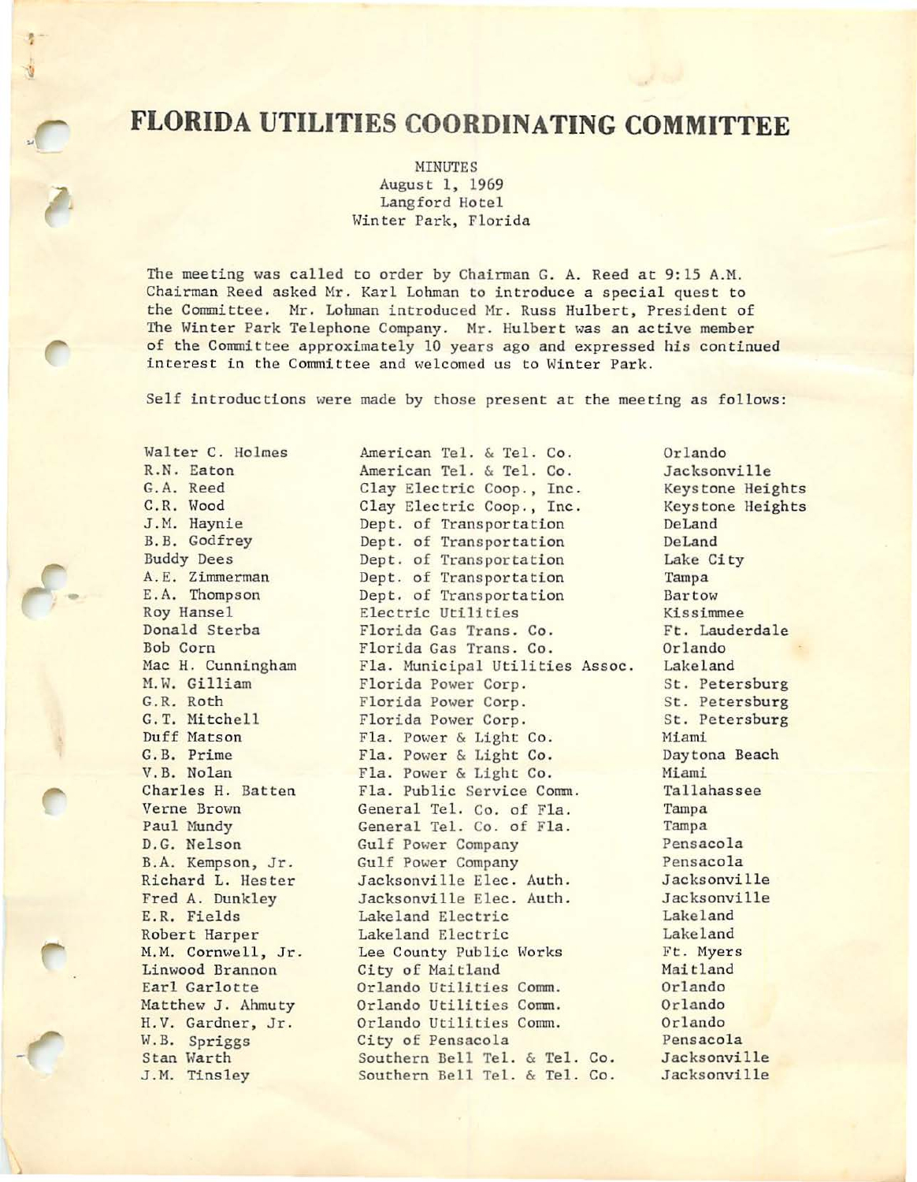# FLORIDA UTILITIES COORDINATING COMMITTEE

MINUTES
August 1, 1969
Langford Hotel
Winter Park, Florida

The meeting was called to order by Chairman G. A. Reed at 9:15 A.M. Chairman Reed asked Mr. Karl Lohman to introduce a special quest to the Committee. Mr. Lohman introduced Mr. Russ Hulbert, President of The Winter Park Telephone Company. Mr. Hulbert was an active member of the Committee approximately 10 years ago and expressed his continued interest in the Committee and welcomed us to Winter Park.

Self introductions were made by those present at the meeting as follows:

| | | |
|---|---|---|
| Walter C. Holmes | American Tel. & Tel. Co. | Orlando |
| R.N. Eaton | American Tel. & Tel. Co. | Jacksonville |
| G.A. Reed | Clay Electric Coop., Inc. | Keystone Heights |
| C.R. Wood | Clay Electric Coop., Inc. | Keystone Heights |
| J.M. Haynie | Dept. of Transportation | DeLand |
| B.B. Godfrey | Dept. of Transportation | DeLand |
| Buddy Dees | Dept. of Transportation | Lake City |
| A.E. Zimmerman | Dept. of Transportation | Tampa |
| E.A. Thompson | Dept. of Transportation | Bartow |
| Roy Hansel | Electric Utilities | Kissimmee |
| Donald Sterba | Florida Gas Trans. Co. | Ft. Lauderdale |
| Bob Corn | Florida Gas Trans. Co. | Orlando |
| Mac H. Cunningham | Fla. Municipal Utilities Assoc. | Lakeland |
| M.W. Gilliam | Florida Power Corp. | St. Petersburg |
| G.R. Roth | Florida Power Corp. | St. Petersburg |
| G.T. Mitchell | Florida Power Corp. | St. Petersburg |
| Duff Matson | Fla. Power & Light Co. | Miami |
| G.B. Prime | Fla. Power & Light Co. | Daytona Beach |
| V.B. Nolan | Fla. Power & Light Co. | Miami |
| Charles H. Batten | Fla. Public Service Comm. | Tallahassee |
| Verne Brown | General Tel. Co. of Fla. | Tampa |
| Paul Mundy | General Tel. Co. of Fla. | Tampa |
| D.G. Nelson | Gulf Power Company | Pensacola |
| B.A. Kempson, Jr. | Gulf Power Company | Pensacola |
| Richard L. Hester | Jacksonville Elec. Auth. | Jacksonville |
| Fred A. Dunkley | Jacksonville Elec. Auth. | Jacksonville |
| E.R. Fields | Lakeland Electric | Lakeland |
| Robert Harper | Lakeland Electric | Lakeland |
| M.M. Cornwell, Jr. | Lee County Public Works | Ft. Myers |
| Linwood Brannon | City of Maitland | Maitland |
| Earl Garlotte | Orlando Utilities Comm. | Orlando |
| Matthew J. Ahmuty | Orlando Utilities Comm. | Orlando |
| H.V. Gardner, Jr. | Orlando Utilities Comm. | Orlando |
| W.B. Spriggs | City of Pensacola | Pensacola |
| Stan Warth | Southern Bell Tel. & Tel. Co. | Jacksonville |
| J.M. Tinsley | Southern Bell Tel. & Tel. Co. | Jacksonville |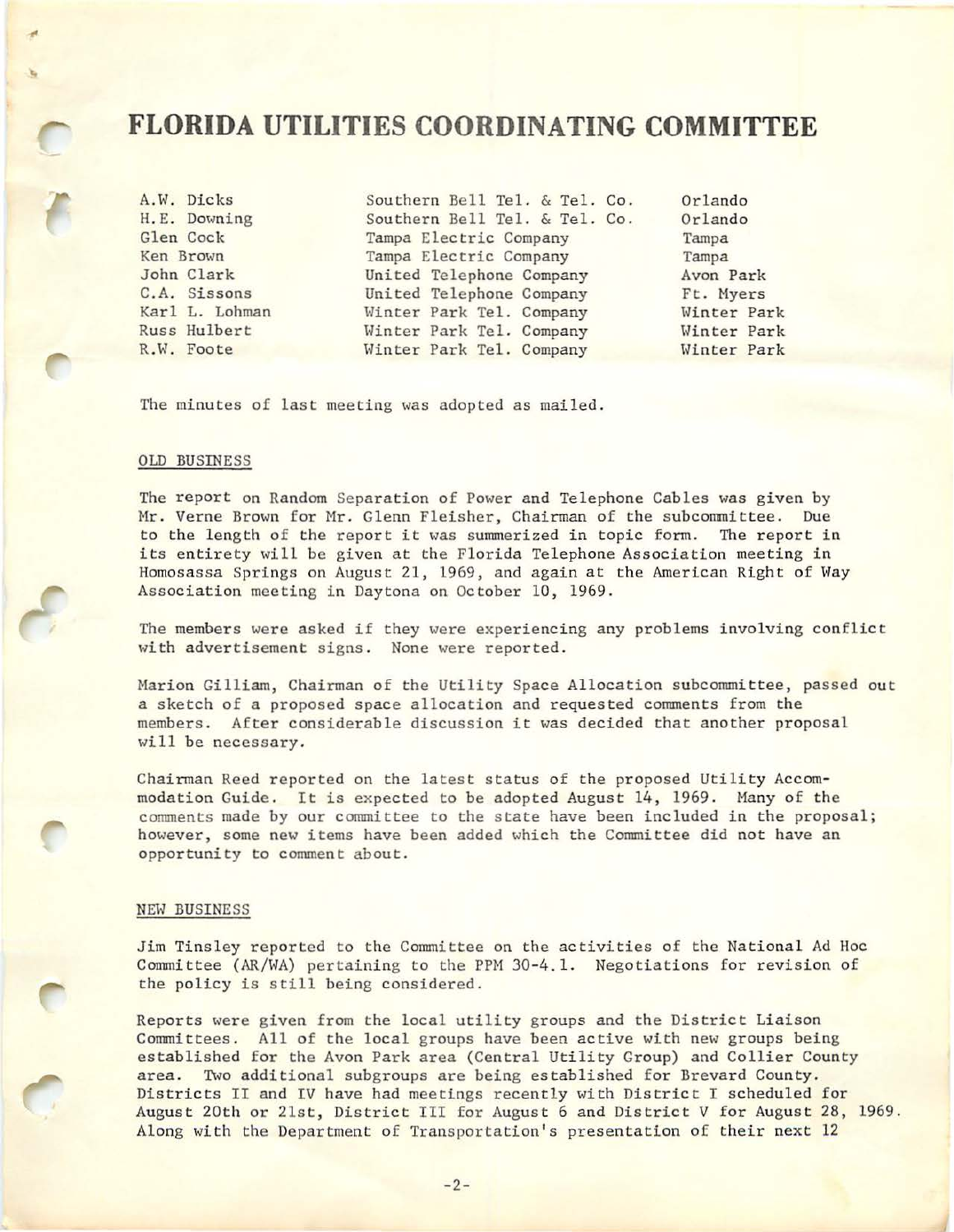# FLORIDA UTILITIES COORDINATING COMMITTEE

| | | |
|---|---|---|
| A.W. Dicks | Southern Bell Tel. & Tel. Co. | Orlando |
| H.E. Downing | Southern Bell Tel. & Tel. Co. | Orlando |
| Glen Cock | Tampa Electric Company | Tampa |
| Ken Brown | Tampa Electric Company | Tampa |
| John Clark | United Telephone Company | Avon Park |
| C.A. Sissons | United Telephone Company | Ft. Myers |
| Karl L. Lohman | Winter Park Tel. Company | Winter Park |
| Russ Hulbert | Winter Park Tel. Company | Winter Park |
| R.W. Foote | Winter Park Tel. Company | Winter Park |

The minutes of last meeting was adopted as mailed.

## OLD BUSINESS

The report on Random Separation of Power and Telephone Cables was given by Mr. Verne Brown for Mr. Glenn Fleisher, Chairman of the subcommittee. Due to the length of the report it was summerized in topic form. The report in its entirety will be given at the Florida Telephone Association meeting in Homosassa Springs on August 21, 1969, and again at the American Right of Way Association meeting in Daytona on October 10, 1969.

The members were asked if they were experiencing any problems involving conflict with advertisement signs. None were reported.

Marion Gilliam, Chairman of the Utility Space Allocation subcommittee, passed out a sketch of a proposed space allocation and requested comments from the members. After considerable discussion it was decided that another proposal will be necessary.

Chairman Reed reported on the latest status of the proposed Utility Accommodation Guide. It is expected to be adopted August 14, 1969. Many of the comments made by our committee to the state have been included in the proposal; however, some new items have been added which the Committee did not have an opportunity to comment about.

## NEW BUSINESS

Jim Tinsley reported to the Committee on the activities of the National Ad Hoc Committee (AR/WA) pertaining to the PPM 30-4.1. Negotiations for revision of the policy is still being considered.

Reports were given from the local utility groups and the District Liaison Committees. All of the local groups have been active with new groups being established for the Avon Park area (Central Utility Group) and Collier County area. Two additional subgroups are being established for Brevard County. Districts II and IV have had meetings recently with District I scheduled for August 20th or 21st, District III for August 6 and District V for August 28, 1969. Along with the Department of Transportation's presentation of their next 12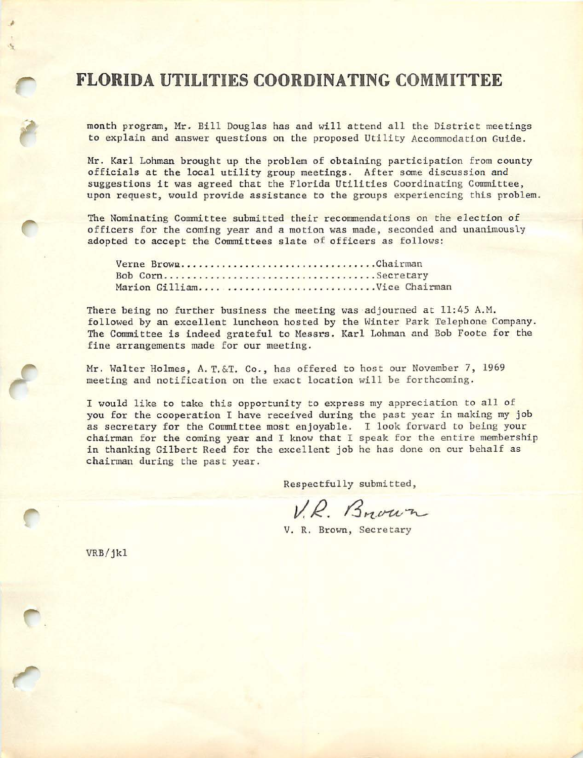# FLORIDA UTILITIES COORDINATING COMMITTEE

month program, Mr. Bill Douglas has and will attend all the District meetings to explain and answer questions on the proposed Utility Accommodation Guide.

Mr. Karl Lohman brought up the problem of obtaining participation from county officials at the local utility group meetings. After some discussion and suggestions it was agreed that the Florida Utilities Coordinating Committee, upon request, would provide assistance to the groups experiencing this problem.

The Nominating Committee submitted their recommendations on the election of officers for the coming year and a motion was made, seconded and unanimously adopted to accept the Committees slate of officers as follows:

Verne Brown..................................Chairman
Bob Corn.....................................Secretary
Marion Gilliam.... ..........................Vice Chairman

There being no further business the meeting was adjourned at 11:45 A.M. followed by an excellent luncheon hosted by the Winter Park Telephone Company. The Committee is indeed grateful to Messrs. Karl Lohman and Bob Foote for the fine arrangements made for our meeting.

Mr. Walter Holmes, A.T.&T. Co., has offered to host our November 7, 1969 meeting and notification on the exact location will be forthcoming.

I would like to take this opportunity to express my appreciation to all of you for the cooperation I have received during the past year in making my job as secretary for the Committee most enjoyable. I look forward to being your chairman for the coming year and I know that I speak for the entire membership in thanking Gilbert Reed for the excellent job he has done on our behalf as chairman during the past year.

Respectfully submitted,

V.R. Brown

V. R. Brown, Secretary

VRB/jkl